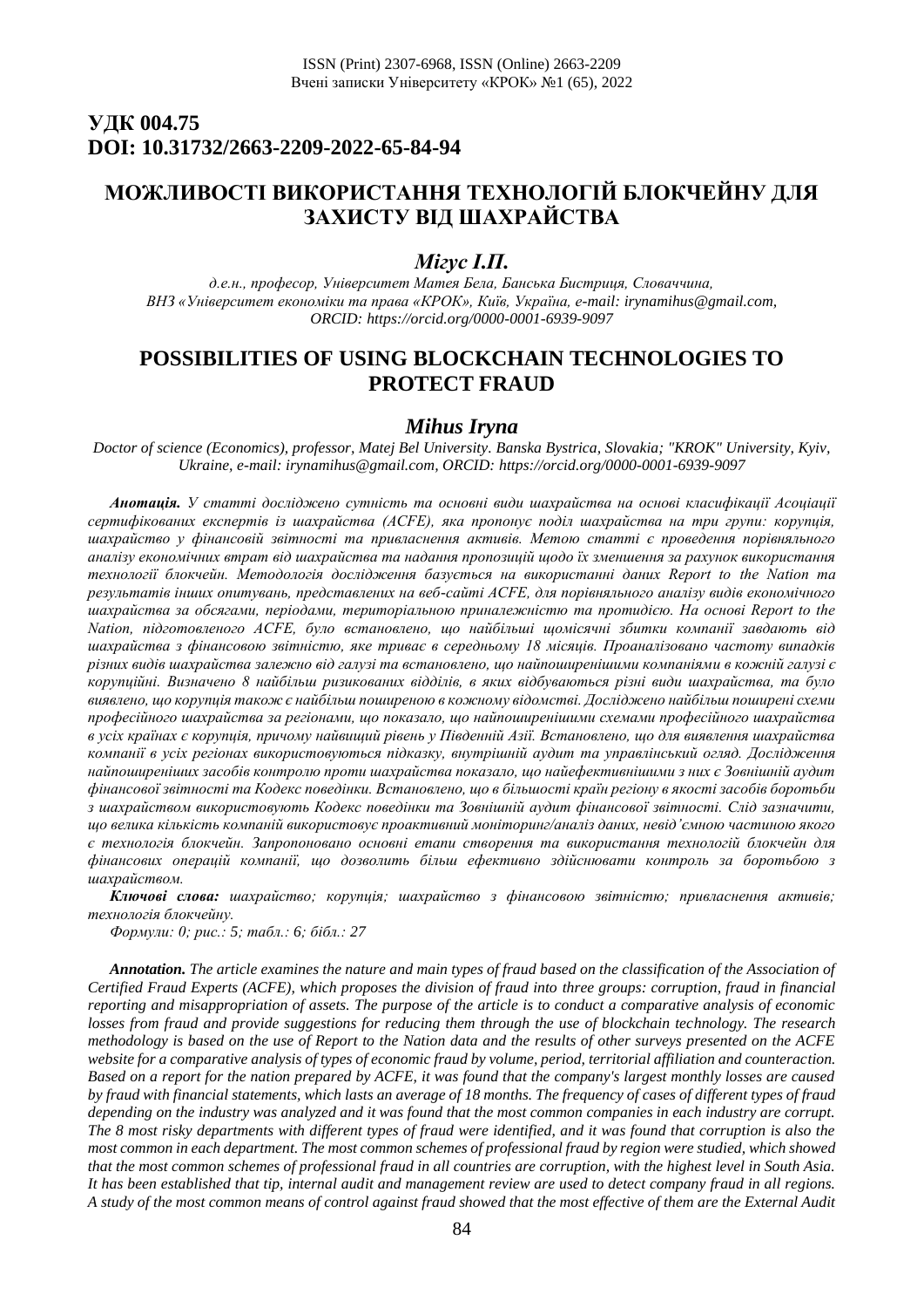**УДК 004.75**
**DOI: 10.31732/2663-2209-2022-65-84-94**

# МОЖЛИВОСТІ ВИКОРИСТАННЯ ТЕХНОЛОГІЙ БЛОКЧЕЙНУ ДЛЯ ЗАХИСТУ ВІД ШАХРАЙСТВА

### *Мігус І.П.*

*д.е.н., професор, Університет Матея Бела, Банська Бистриця, Словаччина, ВНЗ «Університет економіки та права «КРОК», Київ, Україна, e-mail: irynamihus@gmail.com, ORCID: https://orcid.org/0000-0001-6939-9097*

# POSSIBILITIES OF USING BLOCKCHAIN TECHNOLOGIES TO PROTECT FRAUD

### *Mihus Iryna*

*Doctor of science (Economics), professor, Matej Bel University. Banska Bystrica, Slovakia; "KROK" University, Kyiv, Ukraine, e-mail: irynamihus@gmail.com, ORCID: https://orcid.org/0000-0001-6939-9097*

***Анотація.*** *У статті досліджено сутність та основні види шахрайства на основі класифікації Асоціації сертифікованих експертів із шахрайства (ACFE), яка пропонує поділ шахрайства на три групи: корупція, шахрайство у фінансовій звітності та привласнення активів. Метою статті є проведення порівняльного аналізу економічних втрат від шахрайства та надання пропозицій щодо їх зменшення за рахунок використання технології блокчейн. Методологія дослідження базується на використанні даних Report to the Nation та результатів інших опитувань, представлених на веб-сайті ACFE, для порівняльного аналізу видів економічного шахрайства за обсягами, періодами, територіальною приналежністю та протидією. На основі Report to the Nation, підготовленого ACFE, було встановлено, що найбільші щомісячні збитки компанії завдають від шахрайства з фінансовою звітністю, яке триває в середньому 18 місяців. Проаналізовано частоту випадків різних видів шахрайства залежно від галузі та встановлено, що найпоширенішими компаніями в кожній галузі є корупційні. Визначено 8 найбільш ризикованих відділів, в яких відбуваються різні види шахрайства, та було виявлено, що корупція також є найбільш поширеною в кожному відомстві. Досліджено найбільш поширені схеми професійного шахрайства за регіонами, що показало, що найпоширенішими схемами професійного шахрайства в усіх країнах є корупція, причому найвищий рівень у Південній Азії. Встановлено, що для виявлення шахрайства компанії в усіх регіонах використовуються підказку, внутрішній аудит та управлінський огляд. Дослідження найпоширеніших засобів контролю проти шахрайства показало, що найефективнішими з них є Зовнішній аудит фінансової звітності та Кодекс поведінки. Встановлено, що в більшості країн регіону в якості засобів боротьби з шахрайством використовують Кодекс поведінки та Зовнішній аудит фінансової звітності. Слід зазначити, що велика кількість компаній використовує проактивний моніторинг/аналіз даних, невід'ємною частиною якого є технологія блокчейн. Запропоновано основні етапи створення та використання технологій блокчейн для фінансових операцій компанії, що дозволить більш ефективно здійснювати контроль за боротьбою з шахрайством.*

***Ключові слова:*** *шахрайство; корупція; шахрайство з фінансовою звітністю; привласнення активів; технологія блокчейну.*

*Формули: 0; рис.: 5; табл.: 6; бібл.: 27*

***Annotation.*** *The article examines the nature and main types of fraud based on the classification of the Association of Certified Fraud Experts (ACFE), which proposes the division of fraud into three groups: corruption, fraud in financial reporting and misappropriation of assets. The purpose of the article is to conduct a comparative analysis of economic losses from fraud and provide suggestions for reducing them through the use of blockchain technology. The research methodology is based on the use of Report to the Nation data and the results of other surveys presented on the ACFE website for a comparative analysis of types of economic fraud by volume, period, territorial affiliation and counteraction. Based on a report for the nation prepared by ACFE, it was found that the company's largest monthly losses are caused by fraud with financial statements, which lasts an average of 18 months. The frequency of cases of different types of fraud depending on the industry was analyzed and it was found that the most common companies in each industry are corrupt. The 8 most risky departments with different types of fraud were identified, and it was found that corruption is also the most common in each department. The most common schemes of professional fraud by region were studied, which showed that the most common schemes of professional fraud in all countries are corruption, with the highest level in South Asia. It has been established that tip, internal audit and management review are used to detect company fraud in all regions. A study of the most common means of control against fraud showed that the most effective of them are the External Audit*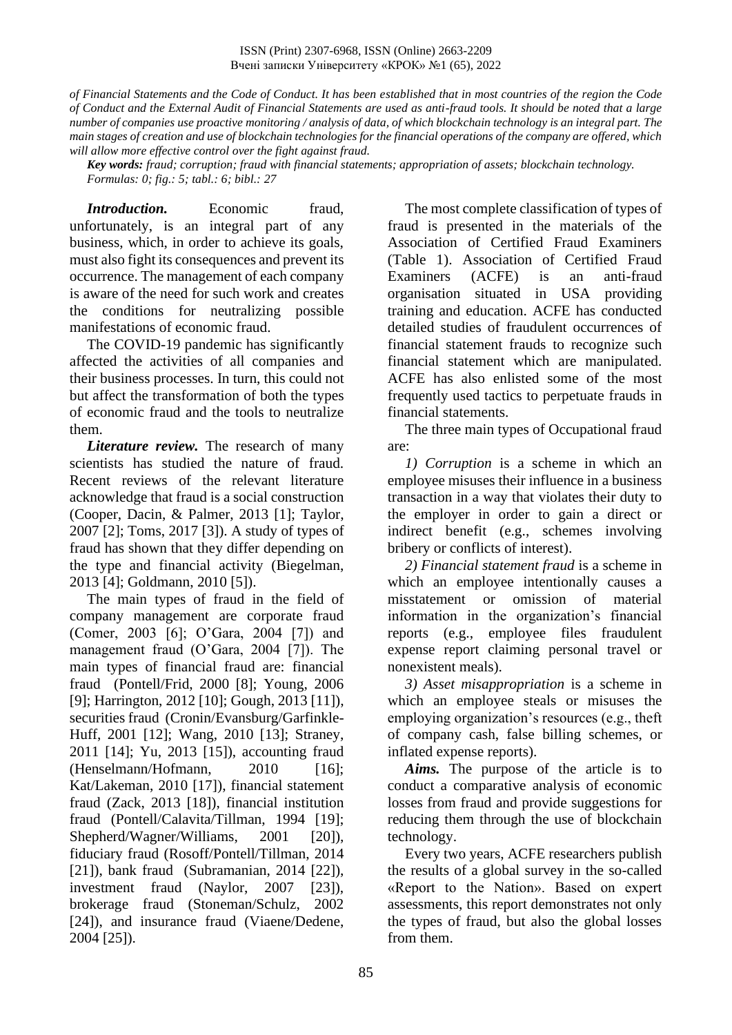*of Financial Statements and the Code of Conduct. It has been established that in most countries of the region the Code of Conduct and the External Audit of Financial Statements are used as anti-fraud tools. It should be noted that a large number of companies use proactive monitoring / analysis of data, of which blockchain technology is an integral part. The main stages of creation and use of blockchain technologies for the financial operations of the company are offered, which will allow more effective control over the fight against fraud.*

***Key words:*** *fraud; corruption; fraud with financial statements; appropriation of assets; blockchain technology.*
*Formulas: 0; fig.: 5; tabl.: 6; bibl.: 27*

***Introduction.*** Economic fraud, unfortunately, is an integral part of any business, which, in order to achieve its goals, must also fight its consequences and prevent its occurrence. The management of each company is aware of the need for such work and creates the conditions for neutralizing possible manifestations of economic fraud.

The COVID-19 pandemic has significantly affected the activities of all companies and their business processes. In turn, this could not but affect the transformation of both the types of economic fraud and the tools to neutralize them.

***Literature review.*** The research of many scientists has studied the nature of fraud. Recent reviews of the relevant literature acknowledge that fraud is a social construction (Cooper, Dacin, & Palmer, 2013 [1]; Taylor, 2007 [2]; Toms, 2017 [3]). A study of types of fraud has shown that they differ depending on the type and financial activity (Biegelman, 2013 [4]; Goldmann, 2010 [5]).

The main types of fraud in the field of company management are corporate fraud (Comer, 2003 [6]; O'Gara, 2004 [7]) and management fraud (O'Gara, 2004 [7]). The main types of financial fraud are: financial fraud (Pontell/Frid, 2000 [8]; Young, 2006 [9]; Harrington, 2012 [10]; Gough, 2013 [11]), securities fraud (Cronin/Evansburg/Garfinkle-Huff, 2001 [12]; Wang, 2010 [13]; Straney, 2011 [14]; Yu, 2013 [15]), accounting fraud (Henselmann/Hofmann, 2010 [16]; Kat/Lakeman, 2010 [17]), financial statement fraud (Zack, 2013 [18]), financial institution fraud (Pontell/Calavita/Tillman, 1994 [19]; Shepherd/Wagner/Williams, 2001 [20]), fiduciary fraud (Rosoff/Pontell/Tillman, 2014 [21]), bank fraud (Subramanian, 2014 [22]), investment fraud (Naylor, 2007 [23]), brokerage fraud (Stoneman/Schulz, 2002 [24]), and insurance fraud (Viaene/Dedene, 2004 [25]).

The most complete classification of types of fraud is presented in the materials of the Association of Certified Fraud Examiners (Table 1). Association of Certified Fraud Examiners (ACFE) is an anti-fraud organisation situated in USA providing training and education. ACFE has conducted detailed studies of fraudulent occurrences of financial statement frauds to recognize such financial statement which are manipulated. ACFE has also enlisted some of the most frequently used tactics to perpetuate frauds in financial statements.

The three main types of Occupational fraud are:

*1) Corruption* is a scheme in which an employee misuses their influence in a business transaction in a way that violates their duty to the employer in order to gain a direct or indirect benefit (e.g., schemes involving bribery or conflicts of interest).

*2) Financial statement fraud* is a scheme in which an employee intentionally causes a misstatement or omission of material information in the organization's financial reports (e.g., employee files fraudulent expense report claiming personal travel or nonexistent meals).

*3) Asset misappropriation* is a scheme in which an employee steals or misuses the employing organization's resources (e.g., theft of company cash, false billing schemes, or inflated expense reports).

***Aims.*** The purpose of the article is to conduct a comparative analysis of economic losses from fraud and provide suggestions for reducing them through the use of blockchain technology.

Every two years, ACFE researchers publish the results of a global survey in the so-called «Report to the Nation». Based on expert assessments, this report demonstrates not only the types of fraud, but also the global losses from them.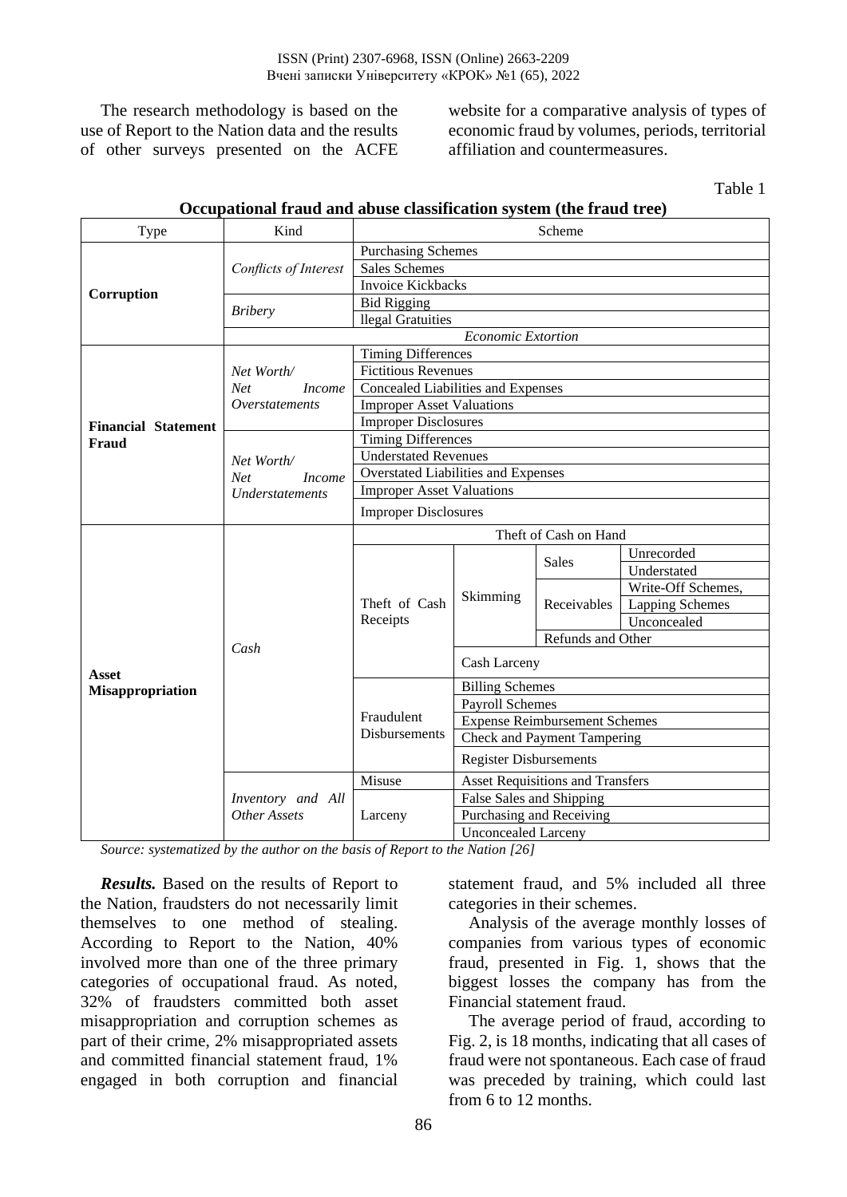The research methodology is based on the use of Report to the Nation data and the results of other surveys presented on the ACFE website for a comparative analysis of types of economic fraud by volumes, periods, territorial affiliation and countermeasures.

Table 1

**Occupational fraud and abuse classification system (the fraud tree)**

| Type | Kind | Scheme | | | |
|---|---|---|---|---|---|
| **Corruption** | *Conflicts of Interest* | Purchasing Schemes | | | |
| | | Sales Schemes | | | |
| | | Invoice Kickbacks | | | |
| | *Bribery* | Bid Rigging | | | |
| | | llegal Gratuities | | | |
| | *Economic Extortion* | | | | |
| **Financial Statement Fraud** | *Net Worth/ Net Income Overstatements* | Timing Differences | | | |
| | | Fictitious Revenues | | | |
| | | Concealed Liabilities and Expenses | | | |
| | | Improper Asset Valuations | | | |
| | | Improper Disclosures | | | |
| | *Net Worth/ Net Income Understatements* | Timing Differences | | | |
| | | Understated Revenues | | | |
| | | Overstated Liabilities and Expenses | | | |
| | | Improper Asset Valuations | | | |
| | | Improper Disclosures | | | |
| **Asset Misappropriation** | *Cash* | Theft of Cash on Hand | | | |
| | | Theft of Cash Receipts | Skimming | Sales | Unrecorded |
| | | | | | Understated |
| | | | | Receivables | Write-Off Schemes, |
| | | | | | Lapping Schemes |
| | | | | | Unconcealed |
| | | | | Refunds and Other | |
| | | | Cash Larceny | | |
| | | Fraudulent Disbursements | Billing Schemes | | |
| | | | Payroll Schemes | | |
| | | | Expense Reimbursement Schemes | | |
| | | | Check and Payment Tampering | | |
| | | | Register Disbursements | | |
| | *Inventory and All Other Assets* | Misuse | Asset Requisitions and Transfers | | |
| | | Larceny | False Sales and Shipping | | |
| | | | Purchasing and Receiving | | |
| | | | Unconcealed Larceny | | |

*Source: systematized by the author on the basis of Report to the Nation [26]*

***Results.*** Based on the results of Report to the Nation, fraudsters do not necessarily limit themselves to one method of stealing. According to Report to the Nation, 40% involved more than one of the three primary categories of occupational fraud. As noted, 32% of fraudsters committed both asset misappropriation and corruption schemes as part of their crime, 2% misappropriated assets and committed financial statement fraud, 1% engaged in both corruption and financial statement fraud, and 5% included all three categories in their schemes.

Analysis of the average monthly losses of companies from various types of economic fraud, presented in Fig. 1, shows that the biggest losses the company has from the Financial statement fraud.

The average period of fraud, according to Fig. 2, is 18 months, indicating that all cases of fraud were not spontaneous. Each case of fraud was preceded by training, which could last from 6 to 12 months.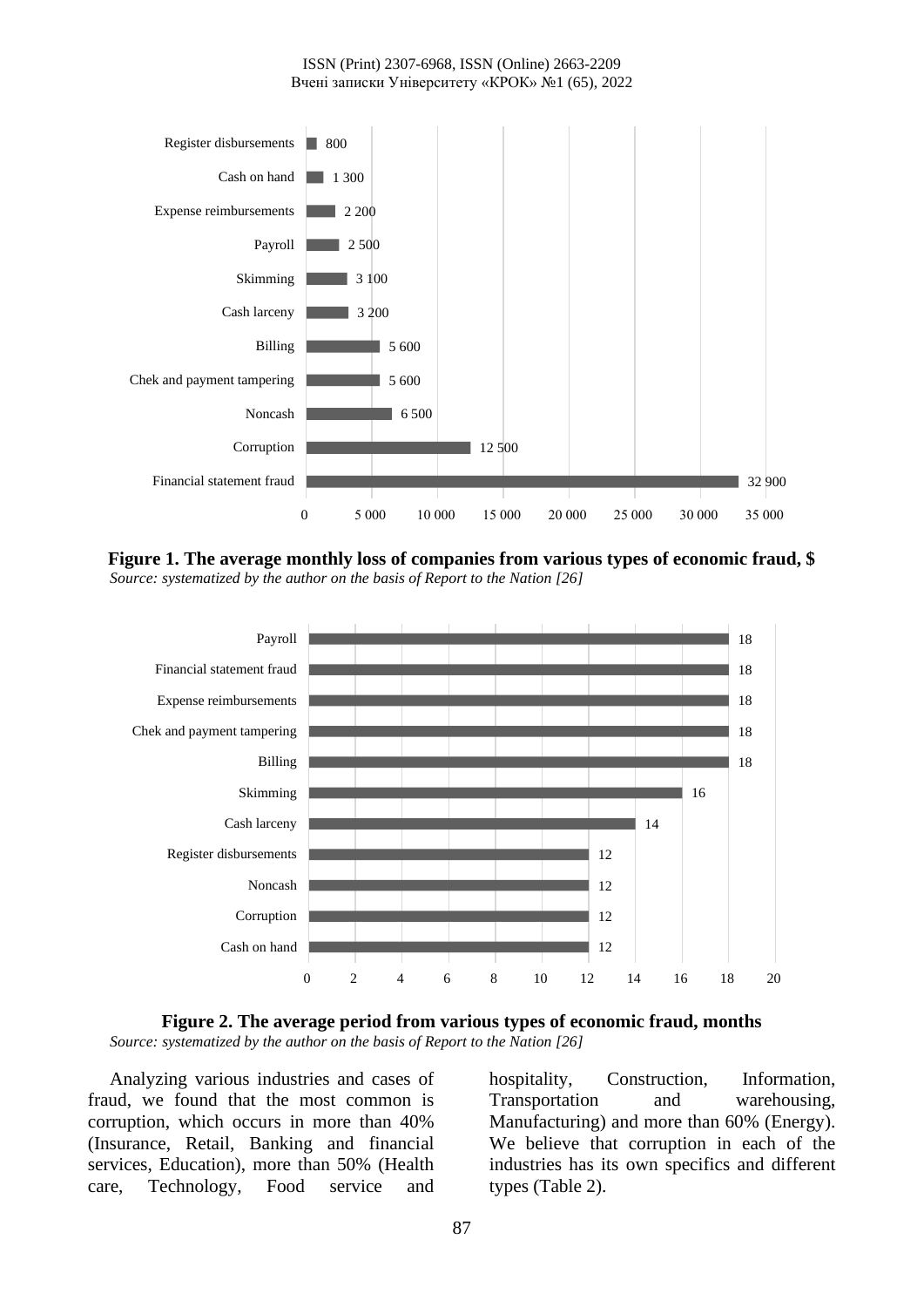| Type of fraud | Average monthly loss, $ |
|---|---|
| Register disbursements | 800 |
| Cash on hand | 1 300 |
| Expense reimbursements | 2 200 |
| Payroll | 2 500 |
| Skimming | 3 100 |
| Cash larceny | 3 200 |
| Billing | 5 600 |
| Chek and payment tampering | 5 600 |
| Noncash | 6 500 |
| Corruption | 12 500 |
| Financial statement fraud | 32 900 |

**Figure 1. The average monthly loss of companies from various types of economic fraud, $**

*Source: systematized by the author on the basis of Report to the Nation [26]*

| Type of fraud | Average period, months |
|---|---|
| Payroll | 18 |
| Financial statement fraud | 18 |
| Expense reimbursements | 18 |
| Chek and payment tampering | 18 |
| Billing | 18 |
| Skimming | 16 |
| Cash larceny | 14 |
| Register disbursements | 12 |
| Noncash | 12 |
| Corruption | 12 |
| Cash on hand | 12 |

**Figure 2. The average period from various types of economic fraud, months**

*Source: systematized by the author on the basis of Report to the Nation [26]*

Analyzing various industries and cases of fraud, we found that the most common is corruption, which occurs in more than 40% (Insurance, Retail, Banking and financial services, Education), more than 50% (Health care, Technology, Food service and hospitality, Construction, Information, Transportation and warehousing, Manufacturing) and more than 60% (Energy). We believe that corruption in each of the industries has its own specifics and different types (Table 2).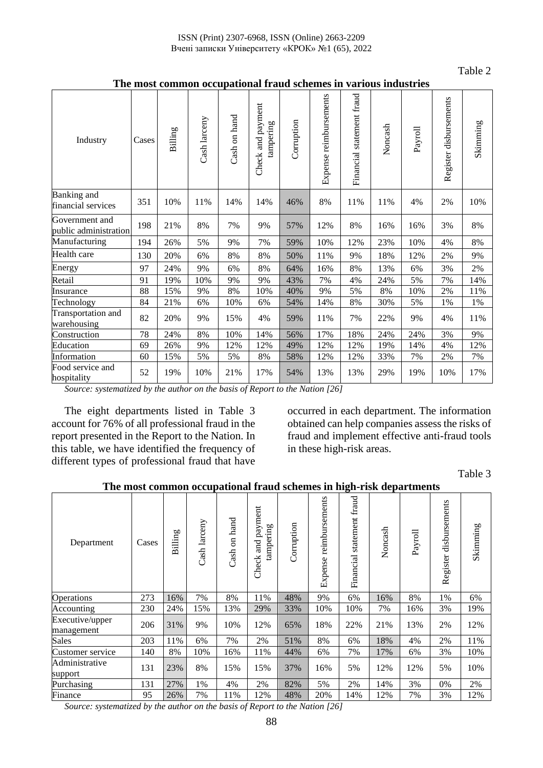Table 2

**The most common occupational fraud schemes in various industries**

| Industry | Cases | Billing | Cash larceny | Cash on hand | Check and payment tampering | Corruption | Expense reimbursements | Financial statement fraud | Noncash | Payroll | Register disbursements | Skimming |
|---|---|---|---|---|---|---|---|---|---|---|---|---|
| Banking and financial services | 351 | 10% | 11% | 14% | 14% | 46% | 8% | 11% | 11% | 4% | 2% | 10% |
| Government and public administration | 198 | 21% | 8% | 7% | 9% | 57% | 12% | 8% | 16% | 16% | 3% | 8% |
| Manufacturing | 194 | 26% | 5% | 9% | 7% | 59% | 10% | 12% | 23% | 10% | 4% | 8% |
| Health care | 130 | 20% | 6% | 8% | 8% | 50% | 11% | 9% | 18% | 12% | 2% | 9% |
| Energy | 97 | 24% | 9% | 6% | 8% | 64% | 16% | 8% | 13% | 6% | 3% | 2% |
| Retail | 91 | 19% | 10% | 9% | 9% | 43% | 7% | 4% | 24% | 5% | 7% | 14% |
| Insurance | 88 | 15% | 9% | 8% | 10% | 40% | 9% | 5% | 8% | 10% | 2% | 11% |
| Technology | 84 | 21% | 6% | 10% | 6% | 54% | 14% | 8% | 30% | 5% | 1% | 1% |
| Transportation and warehousing | 82 | 20% | 9% | 15% | 4% | 59% | 11% | 7% | 22% | 9% | 4% | 11% |
| Construction | 78 | 24% | 8% | 10% | 14% | 56% | 17% | 18% | 24% | 24% | 3% | 9% |
| Education | 69 | 26% | 9% | 12% | 12% | 49% | 12% | 12% | 19% | 14% | 4% | 12% |
| Information | 60 | 15% | 5% | 5% | 8% | 58% | 12% | 12% | 33% | 7% | 2% | 7% |
| Food service and hospitality | 52 | 19% | 10% | 21% | 17% | 54% | 13% | 13% | 29% | 19% | 10% | 17% |

*Source: systematized by the author on the basis of Report to the Nation [26]*

The eight departments listed in Table 3 account for 76% of all professional fraud in the report presented in the Report to the Nation. In this table, we have identified the frequency of different types of professional fraud that have occurred in each department. The information obtained can help companies assess the risks of fraud and implement effective anti-fraud tools in these high-risk areas.

Table 3

**The most common occupational fraud schemes in high-risk departments**

| Department | Cases | Billing | Cash larceny | Cash on hand | Check and payment tampering | Corruption | Expense reimbursements | Financial statement fraud | Noncash | Payroll | Register disbursements | Skimming |
|---|---|---|---|---|---|---|---|---|---|---|---|---|
| Operations | 273 | 16% | 7% | 8% | 11% | 48% | 9% | 6% | 16% | 8% | 1% | 6% |
| Accounting | 230 | 24% | 15% | 13% | 29% | 33% | 10% | 10% | 7% | 16% | 3% | 19% |
| Executive/upper management | 206 | 31% | 9% | 10% | 12% | 65% | 18% | 22% | 21% | 13% | 2% | 12% |
| Sales | 203 | 11% | 6% | 7% | 2% | 51% | 8% | 6% | 18% | 4% | 2% | 11% |
| Customer service | 140 | 8% | 10% | 16% | 11% | 44% | 6% | 7% | 17% | 6% | 3% | 10% |
| Administrative support | 131 | 23% | 8% | 15% | 15% | 37% | 16% | 5% | 12% | 12% | 5% | 10% |
| Purchasing | 131 | 27% | 1% | 4% | 2% | 82% | 5% | 2% | 14% | 3% | 0% | 2% |
| Finance | 95 | 26% | 7% | 11% | 12% | 48% | 20% | 14% | 12% | 7% | 3% | 12% |

*Source: systematized by the author on the basis of Report to the Nation [26]*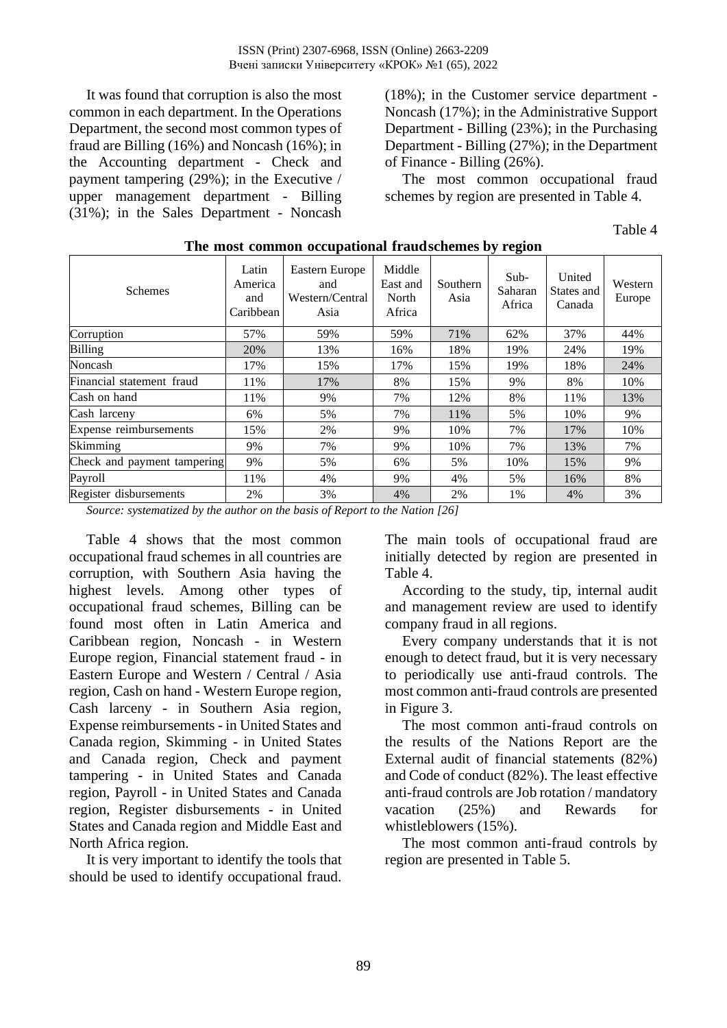It was found that corruption is also the most common in each department. In the Operations Department, the second most common types of fraud are Billing (16%) and Noncash (16%); in the Accounting department - Check and payment tampering (29%); in the Executive / upper management department - Billing (31%); in the Sales Department - Noncash (18%); in the Customer service department - Noncash (17%); in the Administrative Support Department - Billing (23%); in the Purchasing Department - Billing (27%); in the Department of Finance - Billing (26%).

The most common occupational fraud schemes by region are presented in Table 4.

Table 4

**The most common occupational fraud schemes by region**

| Schemes | Latin America and Caribbean | Eastern Europe and Western/Central Asia | Middle East and North Africa | Southern Asia | Sub-Saharan Africa | United States and Canada | Western Europe |
|---|---|---|---|---|---|---|---|
| Corruption | 57% | 59% | 59% | 71% | 62% | 37% | 44% |
| Billing | 20% | 13% | 16% | 18% | 19% | 24% | 19% |
| Noncash | 17% | 15% | 17% | 15% | 19% | 18% | 24% |
| Financial statement fraud | 11% | 17% | 8% | 15% | 9% | 8% | 10% |
| Cash on hand | 11% | 9% | 7% | 12% | 8% | 11% | 13% |
| Cash larceny | 6% | 5% | 7% | 11% | 5% | 10% | 9% |
| Expense reimbursements | 15% | 2% | 9% | 10% | 7% | 17% | 10% |
| Skimming | 9% | 7% | 9% | 10% | 7% | 13% | 7% |
| Check and payment tampering | 9% | 5% | 6% | 5% | 10% | 15% | 9% |
| Payroll | 11% | 4% | 9% | 4% | 5% | 16% | 8% |
| Register disbursements | 2% | 3% | 4% | 2% | 1% | 4% | 3% |

*Source: systematized by the author on the basis of Report to the Nation [26]*

Table 4 shows that the most common occupational fraud schemes in all countries are corruption, with Southern Asia having the highest levels. Among other types of occupational fraud schemes, Billing can be found most often in Latin America and Caribbean region, Noncash - in Western Europe region, Financial statement fraud - in Eastern Europe and Western / Central / Asia region, Cash on hand - Western Europe region, Cash larceny - in Southern Asia region, Expense reimbursements - in United States and Canada region, Skimming - in United States and Canada region, Check and payment tampering - in United States and Canada region, Payroll - in United States and Canada region, Register disbursements - in United States and Canada region and Middle East and North Africa region.

It is very important to identify the tools that should be used to identify occupational fraud. The main tools of occupational fraud are initially detected by region are presented in Table 4.

According to the study, tip, internal audit and management review are used to identify company fraud in all regions.

Every company understands that it is not enough to detect fraud, but it is very necessary to periodically use anti-fraud controls. The most common anti-fraud controls are presented in Figure 3.

The most common anti-fraud controls on the results of the Nations Report are the External audit of financial statements (82%) and Code of conduct (82%). The least effective anti-fraud controls are Job rotation / mandatory vacation (25%) and Rewards for whistleblowers (15%).

The most common anti-fraud controls by region are presented in Table 5.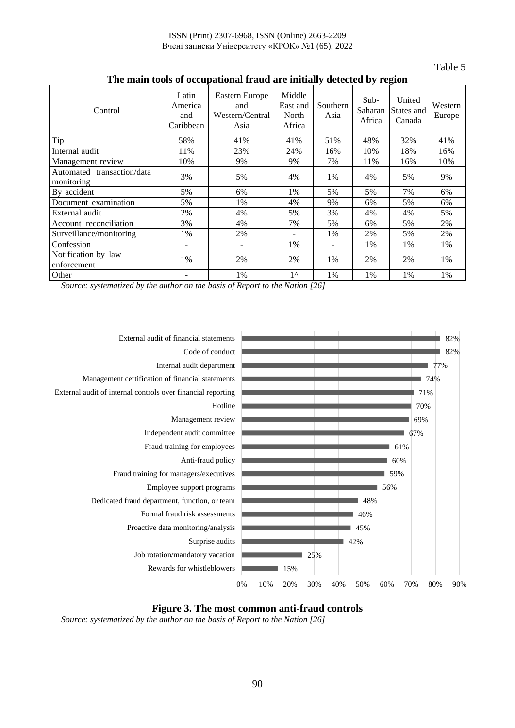Table 5

**The main tools of occupational fraud are initially detected by region**

| Control | Latin America and Caribbean | Eastern Europe and Western/Central Asia | Middle East and North Africa | Southern Asia | Sub-Saharan Africa | United States and Canada | Western Europe |
|---|---|---|---|---|---|---|---|
| Tip | 58% | 41% | 41% | 51% | 48% | 32% | 41% |
| Internal audit | 11% | 23% | 24% | 16% | 10% | 18% | 16% |
| Management review | 10% | 9% | 9% | 7% | 11% | 16% | 10% |
| Automated transaction/data monitoring | 3% | 5% | 4% | 1% | 4% | 5% | 9% |
| By accident | 5% | 6% | 1% | 5% | 5% | 7% | 6% |
| Document examination | 5% | 1% | 4% | 9% | 6% | 5% | 6% |
| External audit | 2% | 4% | 5% | 3% | 4% | 4% | 5% |
| Account reconciliation | 3% | 4% | 7% | 5% | 6% | 5% | 2% |
| Surveillance/monitoring | 1% | 2% | - | 1% | 2% | 5% | 2% |
| Confession | - | - | 1% | - | 1% | 1% | 1% |
| Notification by law enforcement | 1% | 2% | 2% | 1% | 2% | 2% | 1% |
| Other | - | 1% | 1^ | 1% | 1% | 1% | 1% |

*Source: systematized by the author on the basis of Report to the Nation [26]*

| Control | Share |
|---|---|
| External audit of financial statements | 82% |
| Code of conduct | 82% |
| Internal audit department | 77% |
| Management certification of financial statements | 74% |
| External audit of internal controls over financial reporting | 71% |
| Hotline | 70% |
| Management review | 69% |
| Independent audit committee | 67% |
| Fraud training for employees | 61% |
| Anti-fraud policy | 60% |
| Fraud training for managers/executives | 59% |
| Employee support programs | 56% |
| Dedicated fraud department, function, or team | 48% |
| Formal fraud risk assessments | 46% |
| Proactive data monitoring/analysis | 45% |
| Surprise audits | 42% |
| Job rotation/mandatory vacation | 25% |
| Rewards for whistleblowers | 15% |

**Figure 3. The most common anti-fraud controls**

*Source: systematized by the author on the basis of Report to the Nation [26]*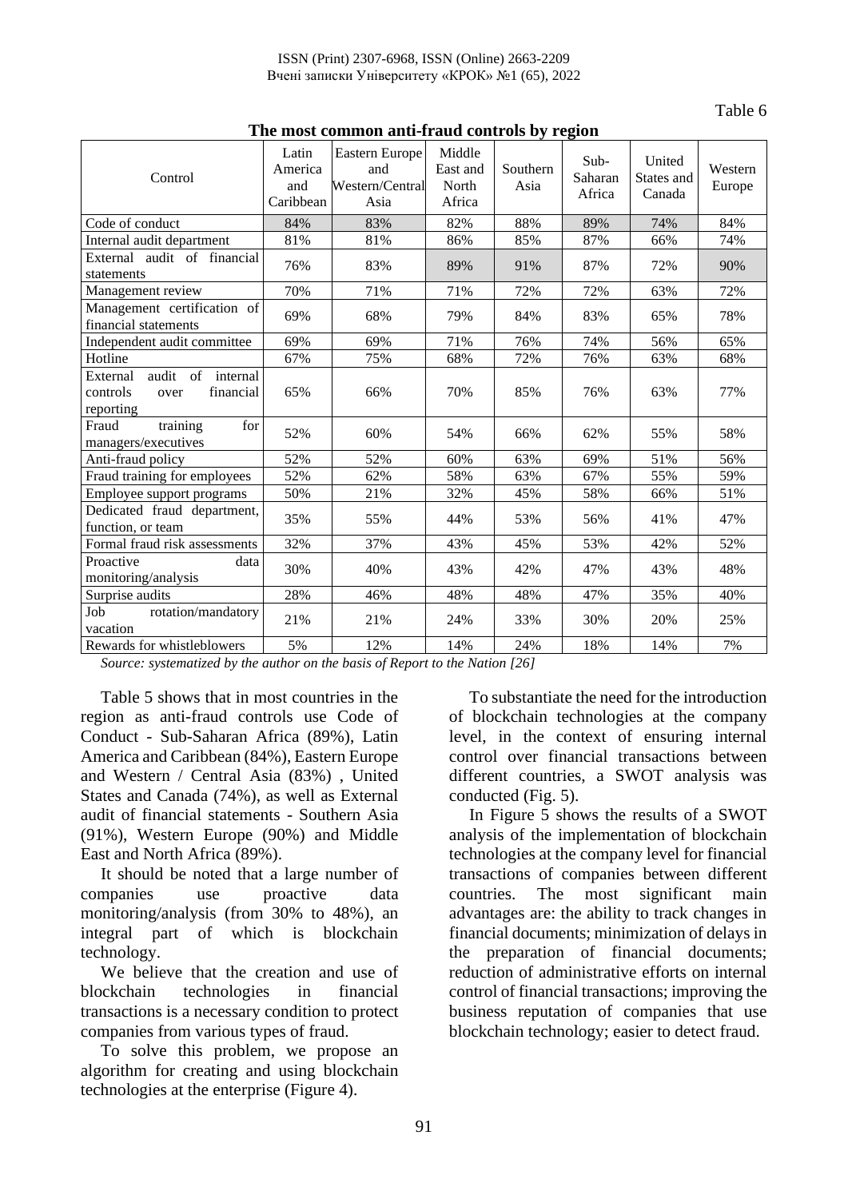Table 6

**The most common anti-fraud controls by region**

| Control | Latin America and Caribbean | Eastern Europe and Western/Central Asia | Middle East and North Africa | Southern Asia | Sub-Saharan Africa | United States and Canada | Western Europe |
|---|---|---|---|---|---|---|---|
| Code of conduct | 84% | 83% | 82% | 88% | 89% | 74% | 84% |
| Internal audit department | 81% | 81% | 86% | 85% | 87% | 66% | 74% |
| External audit of financial statements | 76% | 83% | 89% | 91% | 87% | 72% | 90% |
| Management review | 70% | 71% | 71% | 72% | 72% | 63% | 72% |
| Management certification of financial statements | 69% | 68% | 79% | 84% | 83% | 65% | 78% |
| Independent audit committee | 69% | 69% | 71% | 76% | 74% | 56% | 65% |
| Hotline | 67% | 75% | 68% | 72% | 76% | 63% | 68% |
| External audit of internal controls over financial reporting | 65% | 66% | 70% | 85% | 76% | 63% | 77% |
| Fraud training for managers/executives | 52% | 60% | 54% | 66% | 62% | 55% | 58% |
| Anti-fraud policy | 52% | 52% | 60% | 63% | 69% | 51% | 56% |
| Fraud training for employees | 52% | 62% | 58% | 63% | 67% | 55% | 59% |
| Employee support programs | 50% | 21% | 32% | 45% | 58% | 66% | 51% |
| Dedicated fraud department, function, or team | 35% | 55% | 44% | 53% | 56% | 41% | 47% |
| Formal fraud risk assessments | 32% | 37% | 43% | 45% | 53% | 42% | 52% |
| Proactive data monitoring/analysis | 30% | 40% | 43% | 42% | 47% | 43% | 48% |
| Surprise audits | 28% | 46% | 48% | 48% | 47% | 35% | 40% |
| Job rotation/mandatory vacation | 21% | 21% | 24% | 33% | 30% | 20% | 25% |
| Rewards for whistleblowers | 5% | 12% | 14% | 24% | 18% | 14% | 7% |

*Source: systematized by the author on the basis of Report to the Nation [26]*

Table 5 shows that in most countries in the region as anti-fraud controls use Code of Conduct - Sub-Saharan Africa (89%), Latin America and Caribbean (84%), Eastern Europe and Western / Central Asia (83%) , United States and Canada (74%), as well as External audit of financial statements - Southern Asia (91%), Western Europe (90%) and Middle East and North Africa (89%).

It should be noted that a large number of companies use proactive data monitoring/analysis (from 30% to 48%), an integral part of which is blockchain technology.

We believe that the creation and use of blockchain technologies in financial transactions is a necessary condition to protect companies from various types of fraud.

To solve this problem, we propose an algorithm for creating and using blockchain technologies at the enterprise (Figure 4).

To substantiate the need for the introduction of blockchain technologies at the company level, in the context of ensuring internal control over financial transactions between different countries, a SWOT analysis was conducted (Fig. 5).

In Figure 5 shows the results of a SWOT analysis of the implementation of blockchain technologies at the company level for financial transactions of companies between different countries. The most significant main advantages are: the ability to track changes in financial documents; minimization of delays in the preparation of financial documents; reduction of administrative efforts on internal control of financial transactions; improving the business reputation of companies that use blockchain technology; easier to detect fraud.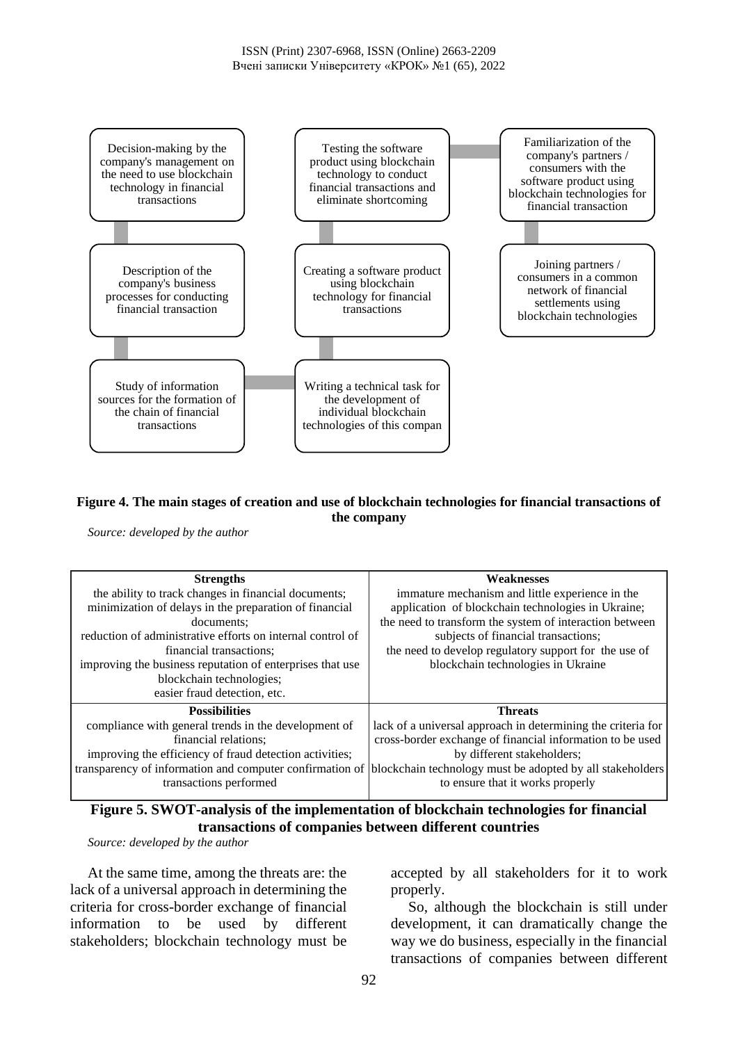Decision-making by the company's management on the need to use blockchain technology in financial transactions

Description of the company's business processes for conducting financial transaction

Study of information sources for the formation of the chain of financial transactions

Writing a technical task for the development of individual blockchain technologies of this compan

Creating a software product using blockchain technology for financial transactions

Testing the software product using blockchain technology to conduct financial transactions and eliminate shortcoming

Familiarization of the company's partners / consumers with the software product using blockchain technologies for financial transaction

Joining partners / consumers in a common network of financial settlements using blockchain technologies

**Figure 4. The main stages of creation and use of blockchain technologies for financial transactions of the company**

*Source: developed by the author*

| **Strengths** | **Weaknesses** |
|---|---|
| the ability to track changes in financial documents;<br>minimization of delays in the preparation of financial documents;<br>reduction of administrative efforts on internal control of financial transactions;<br>improving the business reputation of enterprises that use blockchain technologies;<br>easier fraud detection, etc. | immature mechanism and little experience in the application of blockchain technologies in Ukraine;<br>the need to transform the system of interaction between subjects of financial transactions;<br>the need to develop regulatory support for the use of blockchain technologies in Ukraine |
| **Possibilities** | **Threats** |
| compliance with general trends in the development of financial relations;<br>improving the efficiency of fraud detection activities;<br>transparency of information and computer confirmation of transactions performed | lack of a universal approach in determining the criteria for cross-border exchange of financial information to be used by different stakeholders;<br>blockchain technology must be adopted by all stakeholders to ensure that it works properly |

**Figure 5. SWOT-analysis of the implementation of blockchain technologies for financial transactions of companies between different countries**

*Source: developed by the author*

At the same time, among the threats are: the lack of a universal approach in determining the criteria for cross-border exchange of financial information to be used by different stakeholders; blockchain technology must be accepted by all stakeholders for it to work properly.

So, although the blockchain is still under development, it can dramatically change the way we do business, especially in the financial transactions of companies between different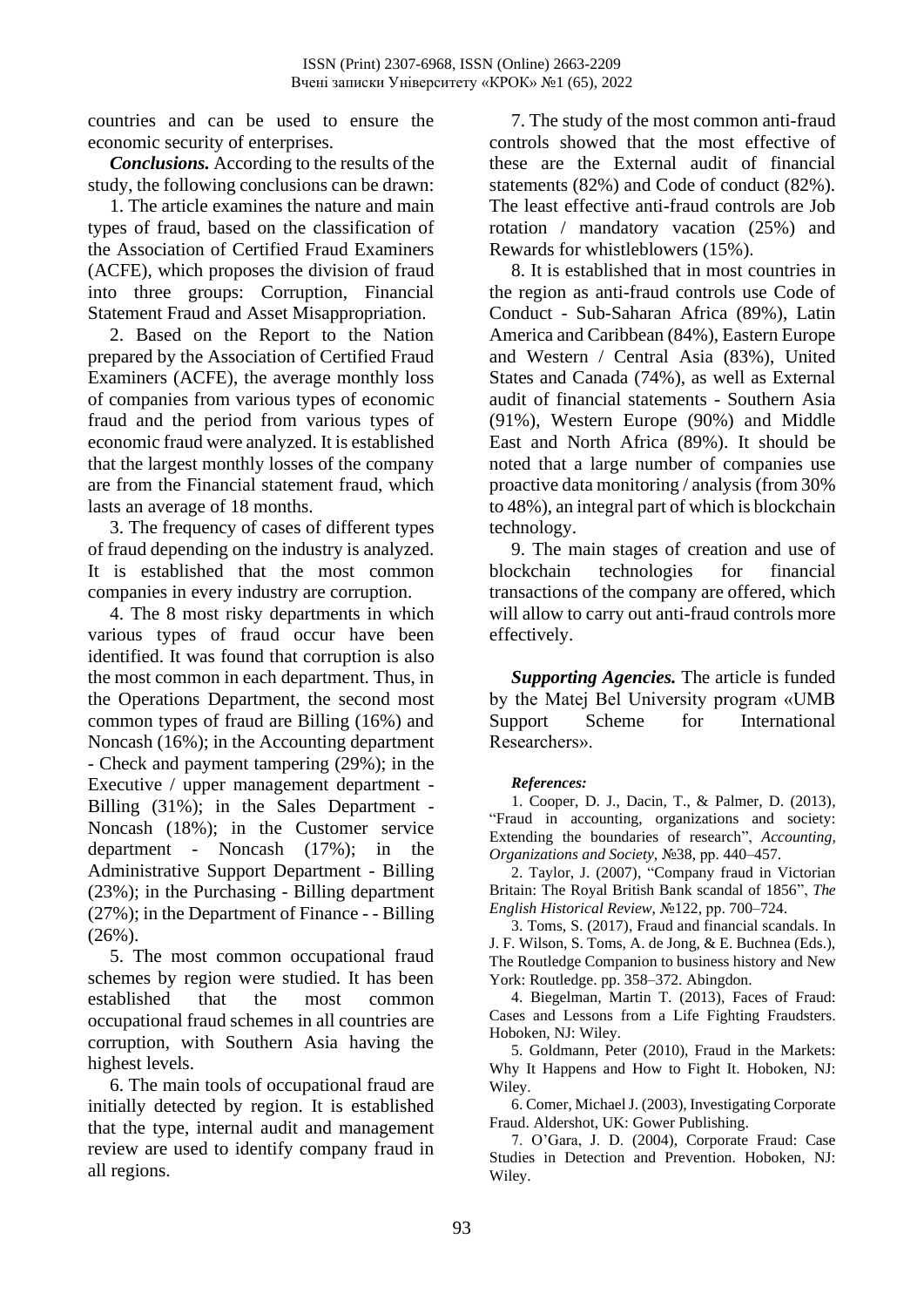countries and can be used to ensure the economic security of enterprises.

***Conclusions.*** According to the results of the study, the following conclusions can be drawn:

1. The article examines the nature and main types of fraud, based on the classification of the Association of Certified Fraud Examiners (ACFE), which proposes the division of fraud into three groups: Corruption, Financial Statement Fraud and Asset Misappropriation.

2. Based on the Report to the Nation prepared by the Association of Certified Fraud Examiners (ACFE), the average monthly loss of companies from various types of economic fraud and the period from various types of economic fraud were analyzed. It is established that the largest monthly losses of the company are from the Financial statement fraud, which lasts an average of 18 months.

3. The frequency of cases of different types of fraud depending on the industry is analyzed. It is established that the most common companies in every industry are corruption.

4. The 8 most risky departments in which various types of fraud occur have been identified. It was found that corruption is also the most common in each department. Thus, in the Operations Department, the second most common types of fraud are Billing (16%) and Noncash (16%); in the Accounting department - Check and payment tampering (29%); in the Executive / upper management department - Billing (31%); in the Sales Department - Noncash (18%); in the Customer service department - Noncash (17%); in the Administrative Support Department - Billing (23%); in the Purchasing - Billing department (27%); in the Department of Finance - - Billing (26%).

5. The most common occupational fraud schemes by region were studied. It has been established that the most common occupational fraud schemes in all countries are corruption, with Southern Asia having the highest levels.

6. The main tools of occupational fraud are initially detected by region. It is established that the type, internal audit and management review are used to identify company fraud in all regions.

7. The study of the most common anti-fraud controls showed that the most effective of these are the External audit of financial statements (82%) and Code of conduct (82%). The least effective anti-fraud controls are Job rotation / mandatory vacation (25%) and Rewards for whistleblowers (15%).

8. It is established that in most countries in the region as anti-fraud controls use Code of Conduct - Sub-Saharan Africa (89%), Latin America and Caribbean (84%), Eastern Europe and Western / Central Asia (83%), United States and Canada (74%), as well as External audit of financial statements - Southern Asia (91%), Western Europe (90%) and Middle East and North Africa (89%). It should be noted that a large number of companies use proactive data monitoring / analysis (from 30% to 48%), an integral part of which is blockchain technology.

9. The main stages of creation and use of blockchain technologies for financial transactions of the company are offered, which will allow to carry out anti-fraud controls more effectively.

***Supporting Agencies.*** The article is funded by the Matej Bel University program «UMB Support Scheme for International Researchers».

***References:***

1. Cooper, D. J., Dacin, T., & Palmer, D. (2013), "Fraud in accounting, organizations and society: Extending the boundaries of research", *Accounting, Organizations and Society*, №38, pp. 440–457.

2. Taylor, J. (2007), "Company fraud in Victorian Britain: The Royal British Bank scandal of 1856", *The English Historical Review*, №122, pp. 700–724.

3. Toms, S. (2017), Fraud and financial scandals. In J. F. Wilson, S. Toms, A. de Jong, & E. Buchnea (Eds.), The Routledge Companion to business history and New York: Routledge. pp. 358–372. Abingdon.

4. Biegelman, Martin T. (2013), Faces of Fraud: Cases and Lessons from a Life Fighting Fraudsters. Hoboken, NJ: Wiley.

5. Goldmann, Peter (2010), Fraud in the Markets: Why It Happens and How to Fight It. Hoboken, NJ: Wiley.

6. Comer, Michael J. (2003), Investigating Corporate Fraud. Aldershot, UK: Gower Publishing.

7. O'Gara, J. D. (2004), Corporate Fraud: Case Studies in Detection and Prevention. Hoboken, NJ: Wiley.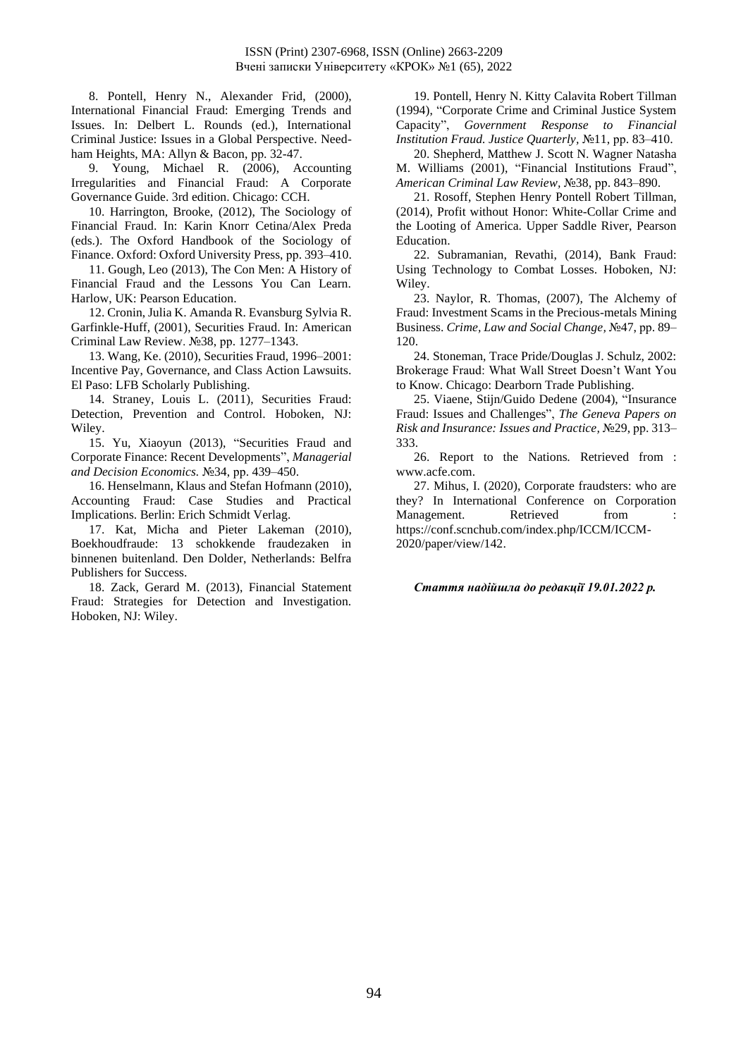8. Pontell, Henry N., Alexander Frid, (2000), International Financial Fraud: Emerging Trends and Issues. In: Delbert L. Rounds (ed.), International Criminal Justice: Issues in a Global Perspective. Needham Heights, MA: Allyn & Bacon, pp. 32-47.

9. Young, Michael R. (2006), Accounting Irregularities and Financial Fraud: A Corporate Governance Guide. 3rd edition. Chicago: CCH.

10. Harrington, Brooke, (2012), The Sociology of Financial Fraud. In: Karin Knorr Cetina/Alex Preda (eds.). The Oxford Handbook of the Sociology of Finance. Oxford: Oxford University Press, pp. 393–410.

11. Gough, Leo (2013), The Con Men: A History of Financial Fraud and the Lessons You Can Learn. Harlow, UK: Pearson Education.

12. Cronin, Julia K. Amanda R. Evansburg Sylvia R. Garfinkle-Huff, (2001), Securities Fraud. In: American Criminal Law Review. №38, pp. 1277–1343.

13. Wang, Ke. (2010), Securities Fraud, 1996–2001: Incentive Pay, Governance, and Class Action Lawsuits. El Paso: LFB Scholarly Publishing.

14. Straney, Louis L. (2011), Securities Fraud: Detection, Prevention and Control. Hoboken, NJ: Wiley.

15. Yu, Xiaoyun (2013), "Securities Fraud and Corporate Finance: Recent Developments", *Managerial and Decision Economics.* №34, pp. 439–450.

16. Henselmann, Klaus and Stefan Hofmann (2010), Accounting Fraud: Case Studies and Practical Implications. Berlin: Erich Schmidt Verlag.

17. Kat, Micha and Pieter Lakeman (2010), Boekhoudfraude: 13 schokkende fraudezaken in binnenen buitenland. Den Dolder, Netherlands: Belfra Publishers for Success.

18. Zack, Gerard M. (2013), Financial Statement Fraud: Strategies for Detection and Investigation. Hoboken, NJ: Wiley.

19. Pontell, Henry N. Kitty Calavita Robert Tillman (1994), "Corporate Crime and Criminal Justice System Capacity", *Government Response to Financial Institution Fraud. Justice Quarterly,* №11, pp. 83–410.

20. Shepherd, Matthew J. Scott N. Wagner Natasha M. Williams (2001), "Financial Institutions Fraud", *American Criminal Law Review,* №38, pp. 843–890.

21. Rosoff, Stephen Henry Pontell Robert Tillman, (2014), Profit without Honor: White-Collar Crime and the Looting of America. Upper Saddle River, Pearson Education.

22. Subramanian, Revathi, (2014), Bank Fraud: Using Technology to Combat Losses. Hoboken, NJ: Wiley.

23. Naylor, R. Thomas, (2007), The Alchemy of Fraud: Investment Scams in the Precious-metals Mining Business. *Crime, Law and Social Change,* №47, pp. 89–120.

24. Stoneman, Trace Pride/Douglas J. Schulz, 2002: Brokerage Fraud: What Wall Street Doesn't Want You to Know. Chicago: Dearborn Trade Publishing.

25. Viaene, Stijn/Guido Dedene (2004), "Insurance Fraud: Issues and Challenges", *The Geneva Papers on Risk and Insurance: Issues and Practice,* №29, pp. 313–333.

26. Report to the Nations. Retrieved from : www.acfe.com.

27. Mihus, I. (2020), Corporate fraudsters: who are they? In International Conference on Corporation Management. Retrieved from : https://conf.scnchub.com/index.php/ICCM/ICCM-2020/paper/view/142.

***Стаття надійшла до редакції 19.01.2022 р.***